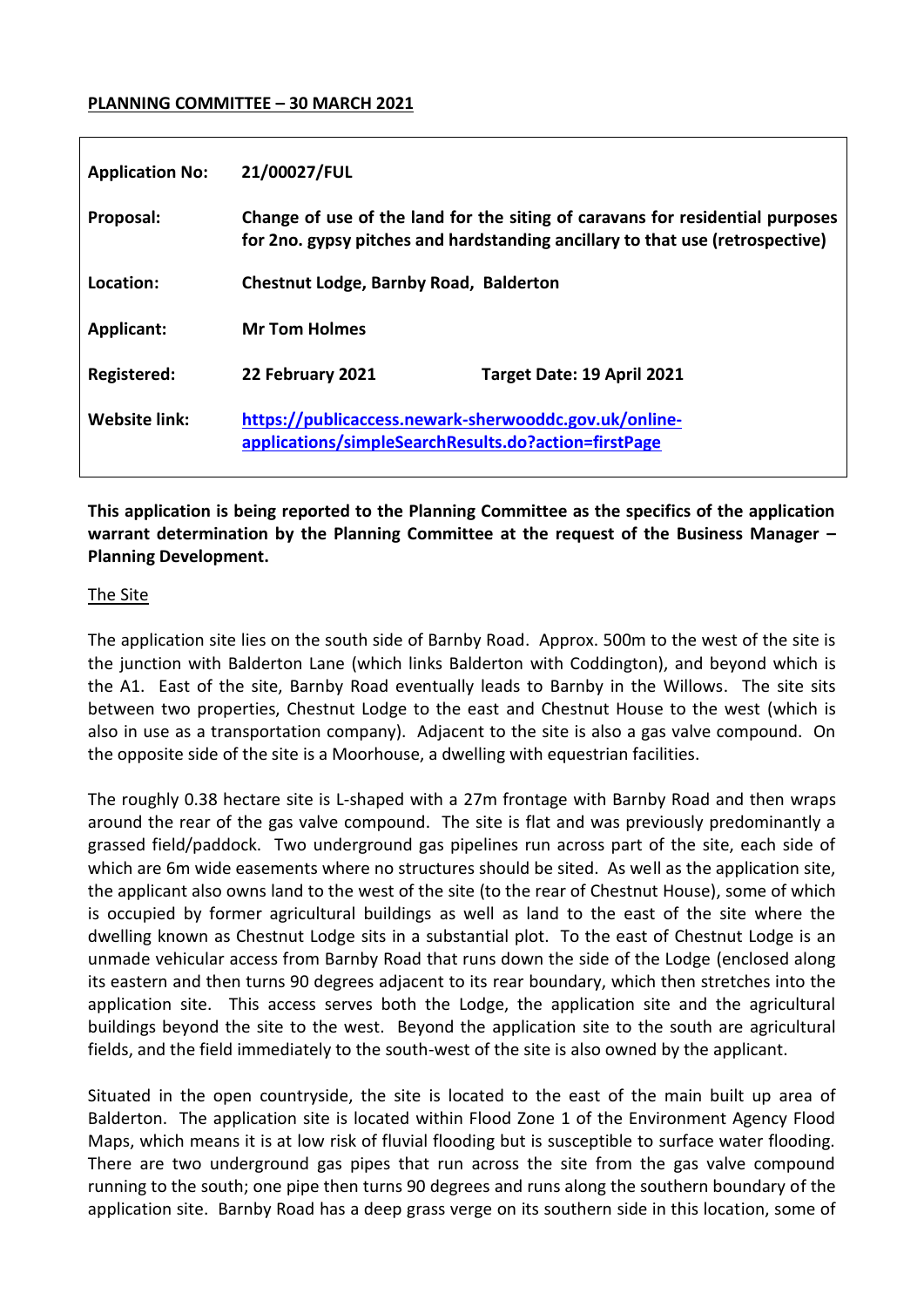**PLANNING COMMITTEE – 30 MARCH 2021**

| | | |
|---|---|---|
| **Application No:** | **21/00027/FUL** | |
| **Proposal:** | **Change of use of the land for the siting of caravans for residential purposes for 2no. gypsy pitches and hardstanding ancillary to that use (retrospective)** | |
| **Location:** | **Chestnut Lodge, Barnby Road, Balderton** | |
| **Applicant:** | **Mr Tom Holmes** | |
| **Registered:** | **22 February 2021** | **Target Date: 19 April 2021** |
| **Website link:** | [https://publicaccess.newark-sherwooddc.gov.uk/online-applications/simpleSearchResults.do?action=firstPage](https://publicaccess.newark-sherwooddc.gov.uk/online-applications/simpleSearchResults.do?action=firstPage) | |

**This application is being reported to the Planning Committee as the specifics of the application warrant determination by the Planning Committee at the request of the Business Manager – Planning Development.**

The Site

The application site lies on the south side of Barnby Road. Approx. 500m to the west of the site is the junction with Balderton Lane (which links Balderton with Coddington), and beyond which is the A1. East of the site, Barnby Road eventually leads to Barnby in the Willows. The site sits between two properties, Chestnut Lodge to the east and Chestnut House to the west (which is also in use as a transportation company). Adjacent to the site is also a gas valve compound. On the opposite side of the site is a Moorhouse, a dwelling with equestrian facilities.

The roughly 0.38 hectare site is L-shaped with a 27m frontage with Barnby Road and then wraps around the rear of the gas valve compound. The site is flat and was previously predominantly a grassed field/paddock. Two underground gas pipelines run across part of the site, each side of which are 6m wide easements where no structures should be sited. As well as the application site, the applicant also owns land to the west of the site (to the rear of Chestnut House), some of which is occupied by former agricultural buildings as well as land to the east of the site where the dwelling known as Chestnut Lodge sits in a substantial plot. To the east of Chestnut Lodge is an unmade vehicular access from Barnby Road that runs down the side of the Lodge (enclosed along its eastern and then turns 90 degrees adjacent to its rear boundary, which then stretches into the application site. This access serves both the Lodge, the application site and the agricultural buildings beyond the site to the west. Beyond the application site to the south are agricultural fields, and the field immediately to the south-west of the site is also owned by the applicant.

Situated in the open countryside, the site is located to the east of the main built up area of Balderton. The application site is located within Flood Zone 1 of the Environment Agency Flood Maps, which means it is at low risk of fluvial flooding but is susceptible to surface water flooding. There are two underground gas pipes that run across the site from the gas valve compound running to the south; one pipe then turns 90 degrees and runs along the southern boundary of the application site. Barnby Road has a deep grass verge on its southern side in this location, some of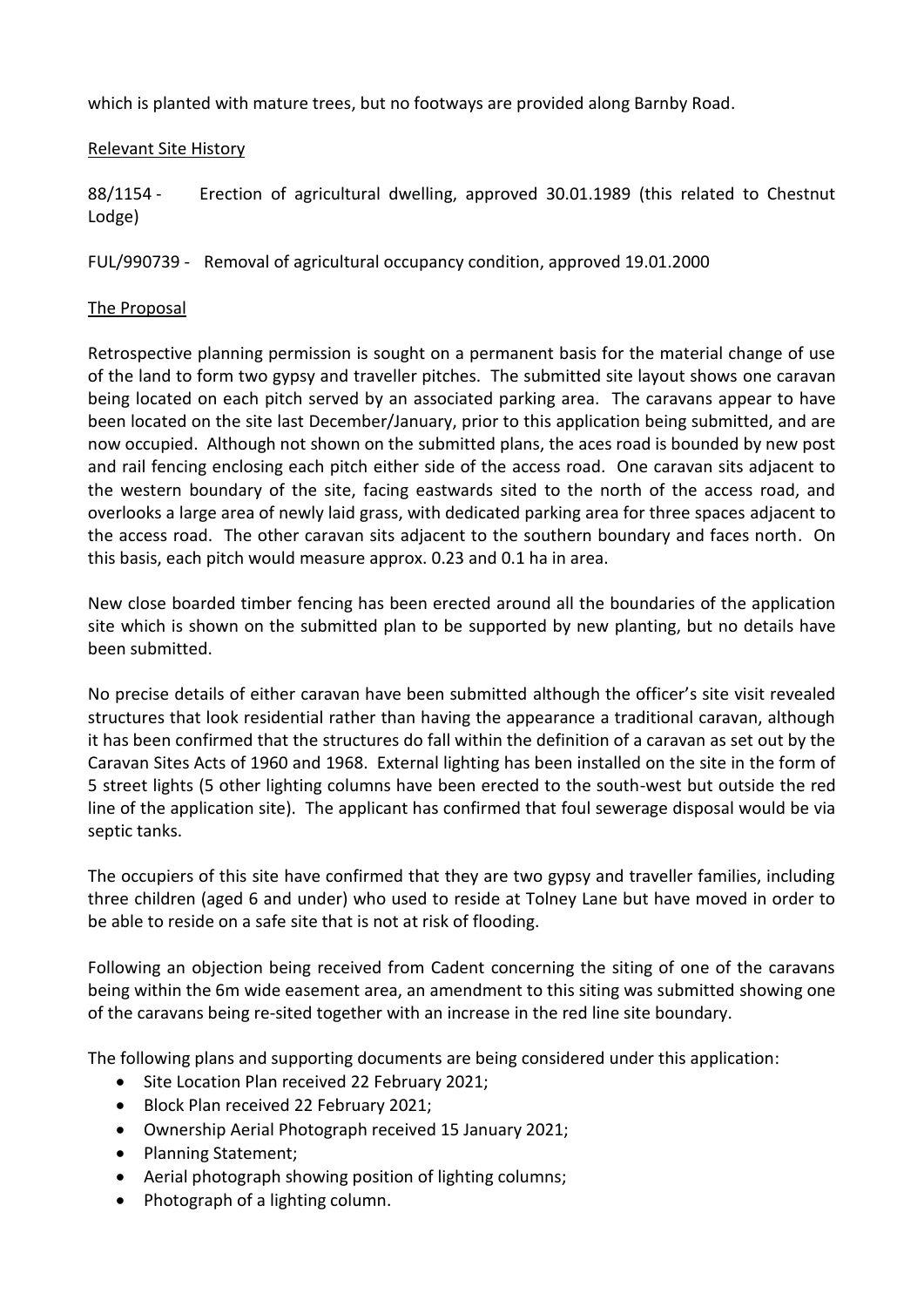which is planted with mature trees, but no footways are provided along Barnby Road.

Relevant Site History

88/1154 - Erection of agricultural dwelling, approved 30.01.1989 (this related to Chestnut Lodge)

FUL/990739 - Removal of agricultural occupancy condition, approved 19.01.2000

The Proposal

Retrospective planning permission is sought on a permanent basis for the material change of use of the land to form two gypsy and traveller pitches. The submitted site layout shows one caravan being located on each pitch served by an associated parking area. The caravans appear to have been located on the site last December/January, prior to this application being submitted, and are now occupied. Although not shown on the submitted plans, the aces road is bounded by new post and rail fencing enclosing each pitch either side of the access road. One caravan sits adjacent to the western boundary of the site, facing eastwards sited to the north of the access road, and overlooks a large area of newly laid grass, with dedicated parking area for three spaces adjacent to the access road. The other caravan sits adjacent to the southern boundary and faces north. On this basis, each pitch would measure approx. 0.23 and 0.1 ha in area.

New close boarded timber fencing has been erected around all the boundaries of the application site which is shown on the submitted plan to be supported by new planting, but no details have been submitted.

No precise details of either caravan have been submitted although the officer's site visit revealed structures that look residential rather than having the appearance a traditional caravan, although it has been confirmed that the structures do fall within the definition of a caravan as set out by the Caravan Sites Acts of 1960 and 1968. External lighting has been installed on the site in the form of 5 street lights (5 other lighting columns have been erected to the south-west but outside the red line of the application site). The applicant has confirmed that foul sewerage disposal would be via septic tanks.

The occupiers of this site have confirmed that they are two gypsy and traveller families, including three children (aged 6 and under) who used to reside at Tolney Lane but have moved in order to be able to reside on a safe site that is not at risk of flooding.

Following an objection being received from Cadent concerning the siting of one of the caravans being within the 6m wide easement area, an amendment to this siting was submitted showing one of the caravans being re-sited together with an increase in the red line site boundary.

The following plans and supporting documents are being considered under this application:

- Site Location Plan received 22 February 2021;
- Block Plan received 22 February 2021;
- Ownership Aerial Photograph received 15 January 2021;
- Planning Statement;
- Aerial photograph showing position of lighting columns;
- Photograph of a lighting column.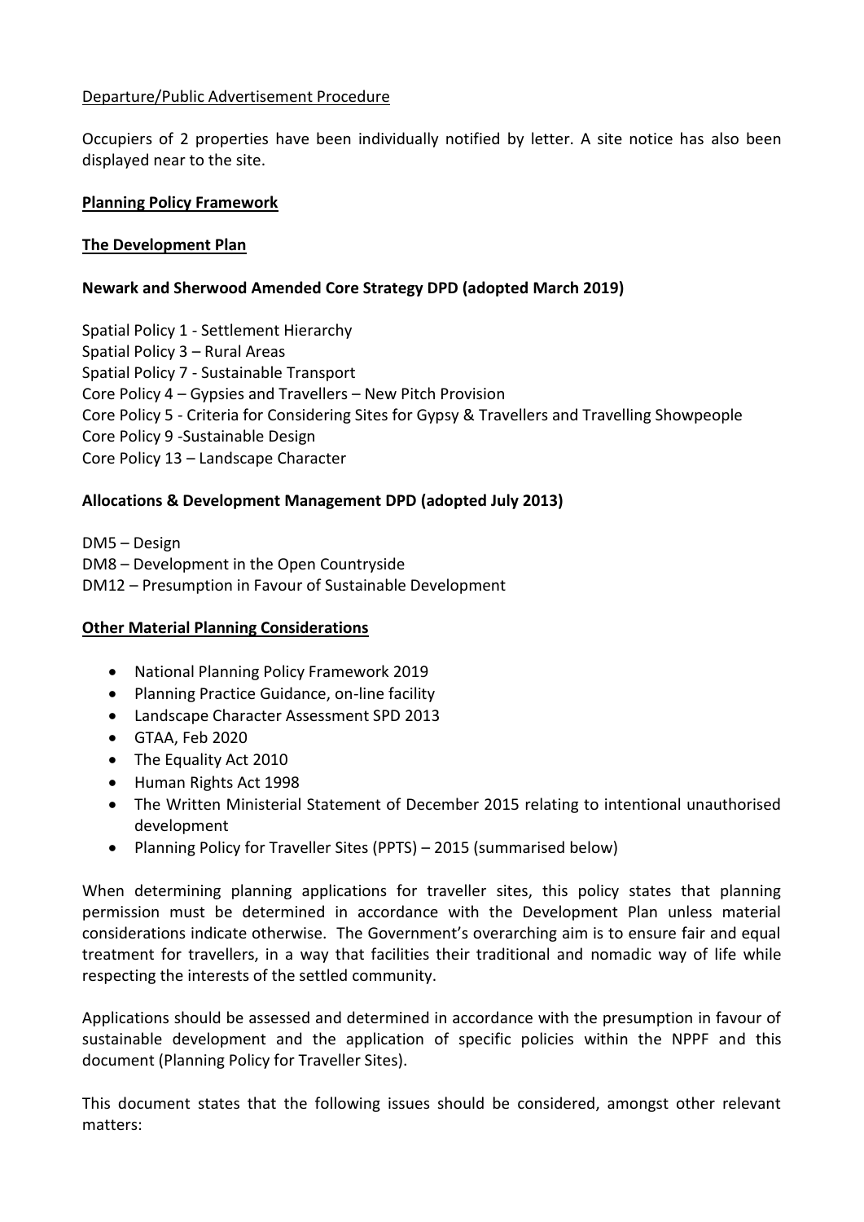Departure/Public Advertisement Procedure

Occupiers of 2 properties have been individually notified by letter. A site notice has also been displayed near to the site.

**Planning Policy Framework**

**The Development Plan**

**Newark and Sherwood Amended Core Strategy DPD (adopted March 2019)**

Spatial Policy 1 - Settlement Hierarchy
Spatial Policy 3 – Rural Areas
Spatial Policy 7 - Sustainable Transport
Core Policy 4 – Gypsies and Travellers – New Pitch Provision
Core Policy 5 - Criteria for Considering Sites for Gypsy & Travellers and Travelling Showpeople
Core Policy 9 -Sustainable Design
Core Policy 13 – Landscape Character

**Allocations & Development Management DPD (adopted July 2013)**

DM5 – Design
DM8 – Development in the Open Countryside
DM12 – Presumption in Favour of Sustainable Development

**Other Material Planning Considerations**

- National Planning Policy Framework 2019
- Planning Practice Guidance, on-line facility
- Landscape Character Assessment SPD 2013
- GTAA, Feb 2020
- The Equality Act 2010
- Human Rights Act 1998
- The Written Ministerial Statement of December 2015 relating to intentional unauthorised development
- Planning Policy for Traveller Sites (PPTS) – 2015 (summarised below)

When determining planning applications for traveller sites, this policy states that planning permission must be determined in accordance with the Development Plan unless material considerations indicate otherwise. The Government's overarching aim is to ensure fair and equal treatment for travellers, in a way that facilities their traditional and nomadic way of life while respecting the interests of the settled community.

Applications should be assessed and determined in accordance with the presumption in favour of sustainable development and the application of specific policies within the NPPF and this document (Planning Policy for Traveller Sites).

This document states that the following issues should be considered, amongst other relevant matters: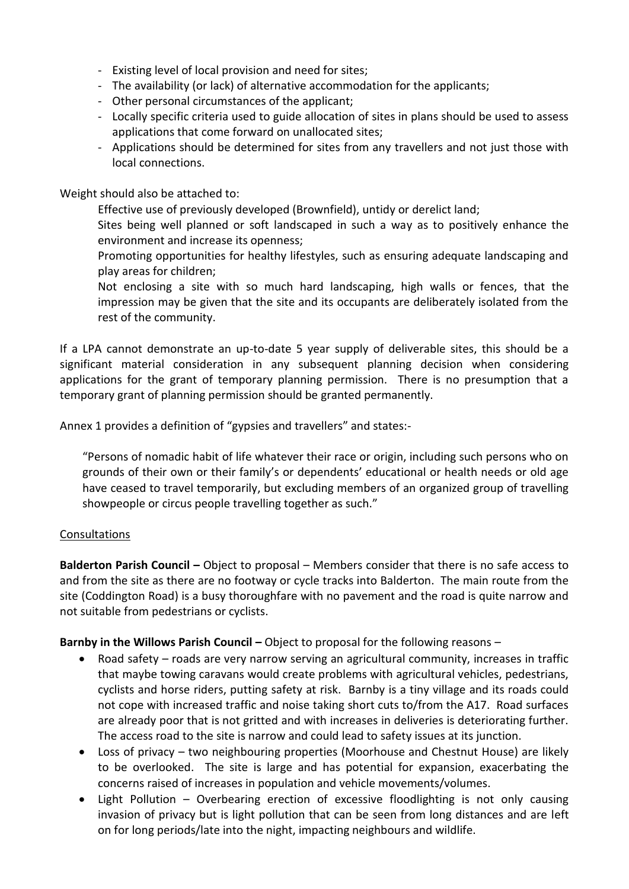- Existing level of local provision and need for sites;
- The availability (or lack) of alternative accommodation for the applicants;
- Other personal circumstances of the applicant;
- Locally specific criteria used to guide allocation of sites in plans should be used to assess applications that come forward on unallocated sites;
- Applications should be determined for sites from any travellers and not just those with local connections.

Weight should also be attached to:

Effective use of previously developed (Brownfield), untidy or derelict land;

Sites being well planned or soft landscaped in such a way as to positively enhance the environment and increase its openness;

Promoting opportunities for healthy lifestyles, such as ensuring adequate landscaping and play areas for children;

Not enclosing a site with so much hard landscaping, high walls or fences, that the impression may be given that the site and its occupants are deliberately isolated from the rest of the community.

If a LPA cannot demonstrate an up-to-date 5 year supply of deliverable sites, this should be a significant material consideration in any subsequent planning decision when considering applications for the grant of temporary planning permission. There is no presumption that a temporary grant of planning permission should be granted permanently.

Annex 1 provides a definition of "gypsies and travellers" and states:-

> "Persons of nomadic habit of life whatever their race or origin, including such persons who on grounds of their own or their family's or dependents' educational or health needs or old age have ceased to travel temporarily, but excluding members of an organized group of travelling showpeople or circus people travelling together as such."

Consultations

**Balderton Parish Council –** Object to proposal – Members consider that there is no safe access to and from the site as there are no footway or cycle tracks into Balderton. The main route from the site (Coddington Road) is a busy thoroughfare with no pavement and the road is quite narrow and not suitable from pedestrians or cyclists.

**Barnby in the Willows Parish Council –** Object to proposal for the following reasons –

- Road safety – roads are very narrow serving an agricultural community, increases in traffic that maybe towing caravans would create problems with agricultural vehicles, pedestrians, cyclists and horse riders, putting safety at risk. Barnby is a tiny village and its roads could not cope with increased traffic and noise taking short cuts to/from the A17. Road surfaces are already poor that is not gritted and with increases in deliveries is deteriorating further. The access road to the site is narrow and could lead to safety issues at its junction.
- Loss of privacy – two neighbouring properties (Moorhouse and Chestnut House) are likely to be overlooked. The site is large and has potential for expansion, exacerbating the concerns raised of increases in population and vehicle movements/volumes.
- Light Pollution – Overbearing erection of excessive floodlighting is not only causing invasion of privacy but is light pollution that can be seen from long distances and are left on for long periods/late into the night, impacting neighbours and wildlife.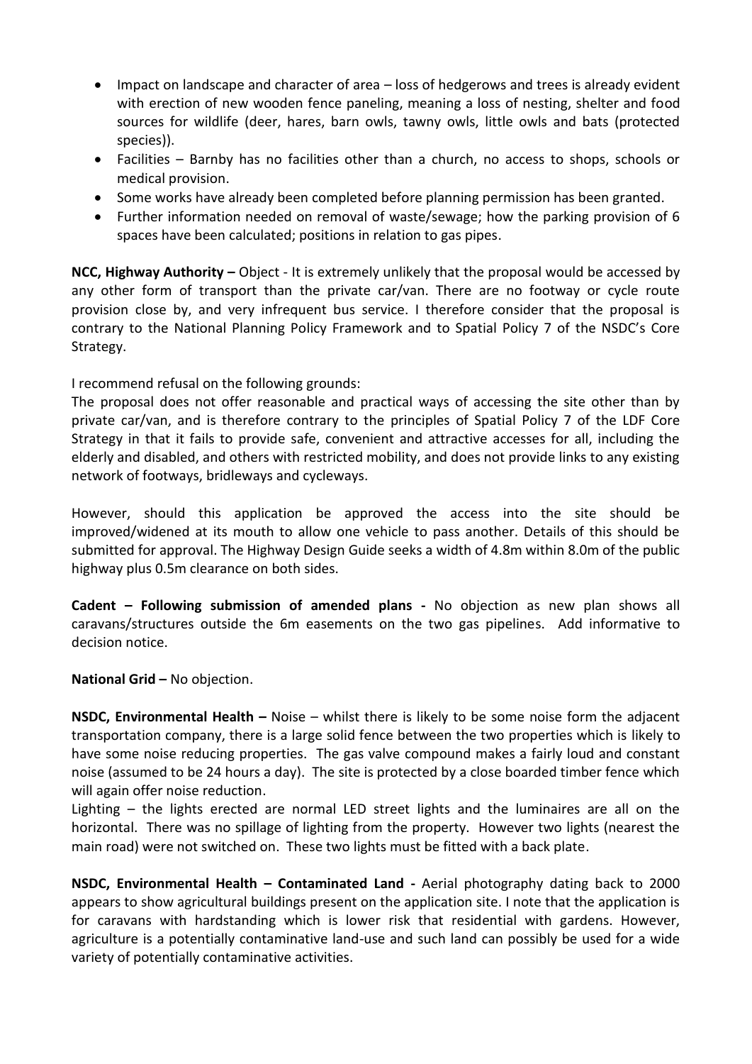- Impact on landscape and character of area – loss of hedgerows and trees is already evident with erection of new wooden fence paneling, meaning a loss of nesting, shelter and food sources for wildlife (deer, hares, barn owls, tawny owls, little owls and bats (protected species)).
- Facilities – Barnby has no facilities other than a church, no access to shops, schools or medical provision.
- Some works have already been completed before planning permission has been granted.
- Further information needed on removal of waste/sewage; how the parking provision of 6 spaces have been calculated; positions in relation to gas pipes.

**NCC, Highway Authority –** Object - It is extremely unlikely that the proposal would be accessed by any other form of transport than the private car/van. There are no footway or cycle route provision close by, and very infrequent bus service. I therefore consider that the proposal is contrary to the National Planning Policy Framework and to Spatial Policy 7 of the NSDC's Core Strategy.

I recommend refusal on the following grounds:
The proposal does not offer reasonable and practical ways of accessing the site other than by private car/van, and is therefore contrary to the principles of Spatial Policy 7 of the LDF Core Strategy in that it fails to provide safe, convenient and attractive accesses for all, including the elderly and disabled, and others with restricted mobility, and does not provide links to any existing network of footways, bridleways and cycleways.

However, should this application be approved the access into the site should be improved/widened at its mouth to allow one vehicle to pass another. Details of this should be submitted for approval. The Highway Design Guide seeks a width of 4.8m within 8.0m of the public highway plus 0.5m clearance on both sides.

**Cadent – Following submission of amended plans -** No objection as new plan shows all caravans/structures outside the 6m easements on the two gas pipelines. Add informative to decision notice.

**National Grid –** No objection.

**NSDC, Environmental Health –** Noise – whilst there is likely to be some noise form the adjacent transportation company, there is a large solid fence between the two properties which is likely to have some noise reducing properties. The gas valve compound makes a fairly loud and constant noise (assumed to be 24 hours a day). The site is protected by a close boarded timber fence which will again offer noise reduction.
Lighting – the lights erected are normal LED street lights and the luminaires are all on the horizontal. There was no spillage of lighting from the property. However two lights (nearest the main road) were not switched on. These two lights must be fitted with a back plate.

**NSDC, Environmental Health – Contaminated Land -** Aerial photography dating back to 2000 appears to show agricultural buildings present on the application site. I note that the application is for caravans with hardstanding which is lower risk that residential with gardens. However, agriculture is a potentially contaminative land-use and such land can possibly be used for a wide variety of potentially contaminative activities.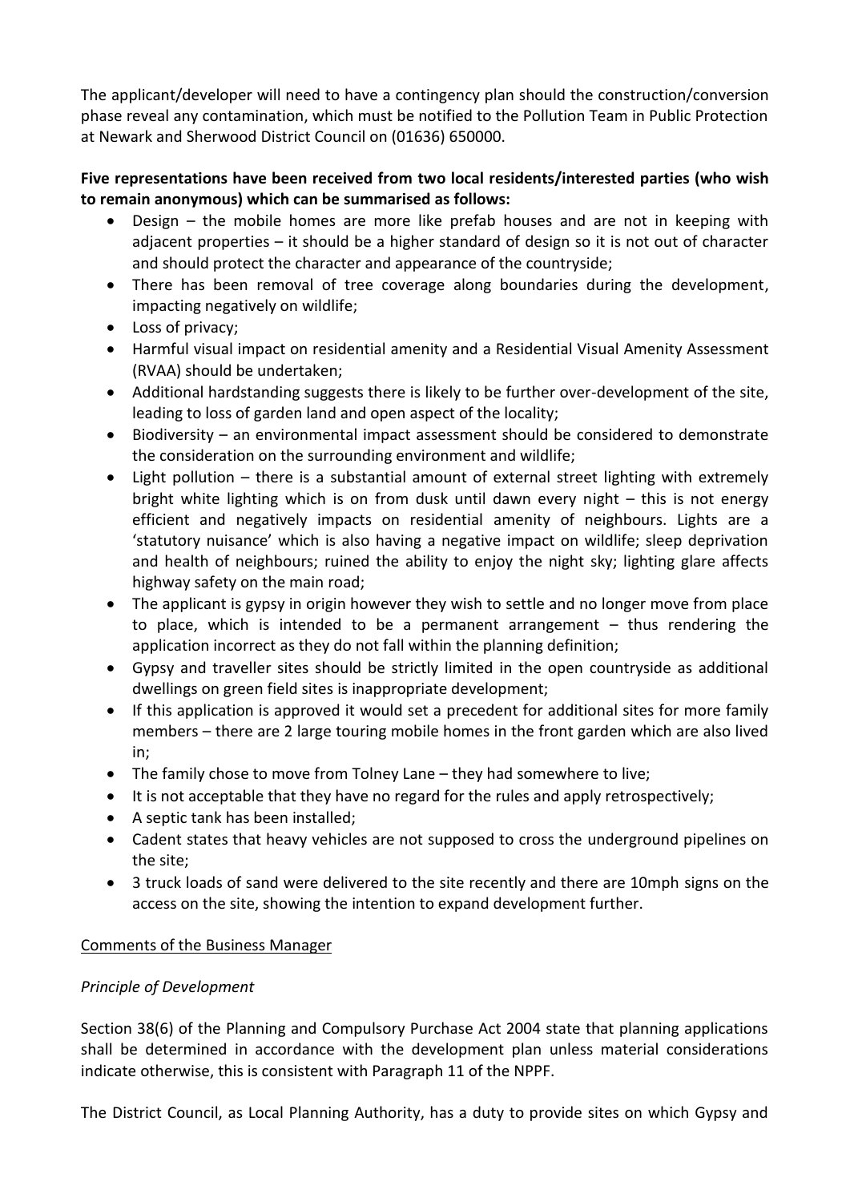The applicant/developer will need to have a contingency plan should the construction/conversion phase reveal any contamination, which must be notified to the Pollution Team in Public Protection at Newark and Sherwood District Council on (01636) 650000.

**Five representations have been received from two local residents/interested parties (who wish to remain anonymous) which can be summarised as follows:**

- Design – the mobile homes are more like prefab houses and are not in keeping with adjacent properties – it should be a higher standard of design so it is not out of character and should protect the character and appearance of the countryside;
- There has been removal of tree coverage along boundaries during the development, impacting negatively on wildlife;
- Loss of privacy;
- Harmful visual impact on residential amenity and a Residential Visual Amenity Assessment (RVAA) should be undertaken;
- Additional hardstanding suggests there is likely to be further over-development of the site, leading to loss of garden land and open aspect of the locality;
- Biodiversity – an environmental impact assessment should be considered to demonstrate the consideration on the surrounding environment and wildlife;
- Light pollution – there is a substantial amount of external street lighting with extremely bright white lighting which is on from dusk until dawn every night – this is not energy efficient and negatively impacts on residential amenity of neighbours. Lights are a 'statutory nuisance' which is also having a negative impact on wildlife; sleep deprivation and health of neighbours; ruined the ability to enjoy the night sky; lighting glare affects highway safety on the main road;
- The applicant is gypsy in origin however they wish to settle and no longer move from place to place, which is intended to be a permanent arrangement – thus rendering the application incorrect as they do not fall within the planning definition;
- Gypsy and traveller sites should be strictly limited in the open countryside as additional dwellings on green field sites is inappropriate development;
- If this application is approved it would set a precedent for additional sites for more family members – there are 2 large touring mobile homes in the front garden which are also lived in;
- The family chose to move from Tolney Lane – they had somewhere to live;
- It is not acceptable that they have no regard for the rules and apply retrospectively;
- A septic tank has been installed;
- Cadent states that heavy vehicles are not supposed to cross the underground pipelines on the site;
- 3 truck loads of sand were delivered to the site recently and there are 10mph signs on the access on the site, showing the intention to expand development further.

Comments of the Business Manager

*Principle of Development*

Section 38(6) of the Planning and Compulsory Purchase Act 2004 state that planning applications shall be determined in accordance with the development plan unless material considerations indicate otherwise, this is consistent with Paragraph 11 of the NPPF.

The District Council, as Local Planning Authority, has a duty to provide sites on which Gypsy and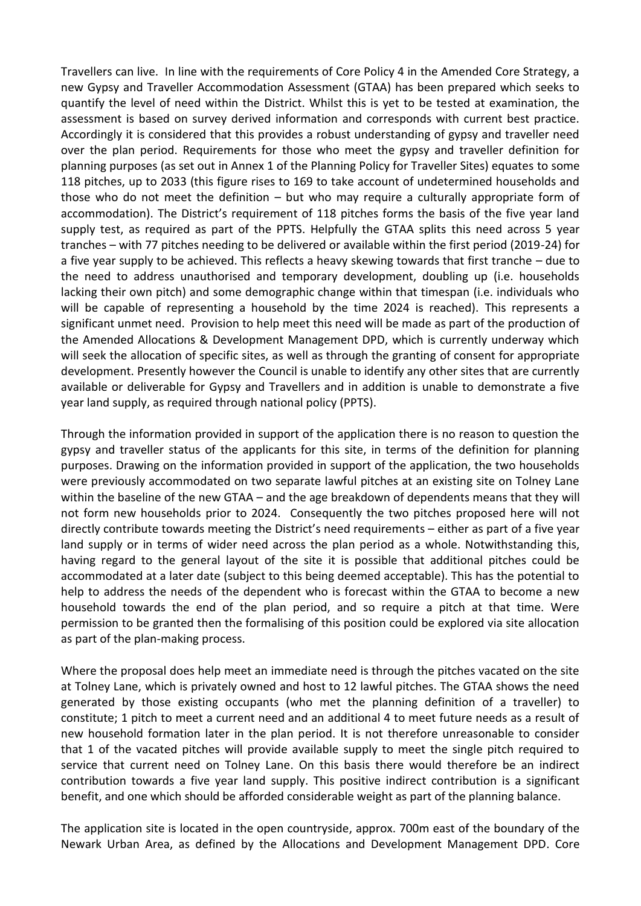Travellers can live. In line with the requirements of Core Policy 4 in the Amended Core Strategy, a new Gypsy and Traveller Accommodation Assessment (GTAA) has been prepared which seeks to quantify the level of need within the District. Whilst this is yet to be tested at examination, the assessment is based on survey derived information and corresponds with current best practice. Accordingly it is considered that this provides a robust understanding of gypsy and traveller need over the plan period. Requirements for those who meet the gypsy and traveller definition for planning purposes (as set out in Annex 1 of the Planning Policy for Traveller Sites) equates to some 118 pitches, up to 2033 (this figure rises to 169 to take account of undetermined households and those who do not meet the definition – but who may require a culturally appropriate form of accommodation). The District's requirement of 118 pitches forms the basis of the five year land supply test, as required as part of the PPTS. Helpfully the GTAA splits this need across 5 year tranches – with 77 pitches needing to be delivered or available within the first period (2019-24) for a five year supply to be achieved. This reflects a heavy skewing towards that first tranche – due to the need to address unauthorised and temporary development, doubling up (i.e. households lacking their own pitch) and some demographic change within that timespan (i.e. individuals who will be capable of representing a household by the time 2024 is reached). This represents a significant unmet need. Provision to help meet this need will be made as part of the production of the Amended Allocations & Development Management DPD, which is currently underway which will seek the allocation of specific sites, as well as through the granting of consent for appropriate development. Presently however the Council is unable to identify any other sites that are currently available or deliverable for Gypsy and Travellers and in addition is unable to demonstrate a five year land supply, as required through national policy (PPTS).

Through the information provided in support of the application there is no reason to question the gypsy and traveller status of the applicants for this site, in terms of the definition for planning purposes. Drawing on the information provided in support of the application, the two households were previously accommodated on two separate lawful pitches at an existing site on Tolney Lane within the baseline of the new GTAA – and the age breakdown of dependents means that they will not form new households prior to 2024. Consequently the two pitches proposed here will not directly contribute towards meeting the District's need requirements – either as part of a five year land supply or in terms of wider need across the plan period as a whole. Notwithstanding this, having regard to the general layout of the site it is possible that additional pitches could be accommodated at a later date (subject to this being deemed acceptable). This has the potential to help to address the needs of the dependent who is forecast within the GTAA to become a new household towards the end of the plan period, and so require a pitch at that time. Were permission to be granted then the formalising of this position could be explored via site allocation as part of the plan-making process.

Where the proposal does help meet an immediate need is through the pitches vacated on the site at Tolney Lane, which is privately owned and host to 12 lawful pitches. The GTAA shows the need generated by those existing occupants (who met the planning definition of a traveller) to constitute; 1 pitch to meet a current need and an additional 4 to meet future needs as a result of new household formation later in the plan period. It is not therefore unreasonable to consider that 1 of the vacated pitches will provide available supply to meet the single pitch required to service that current need on Tolney Lane. On this basis there would therefore be an indirect contribution towards a five year land supply. This positive indirect contribution is a significant benefit, and one which should be afforded considerable weight as part of the planning balance.

The application site is located in the open countryside, approx. 700m east of the boundary of the Newark Urban Area, as defined by the Allocations and Development Management DPD. Core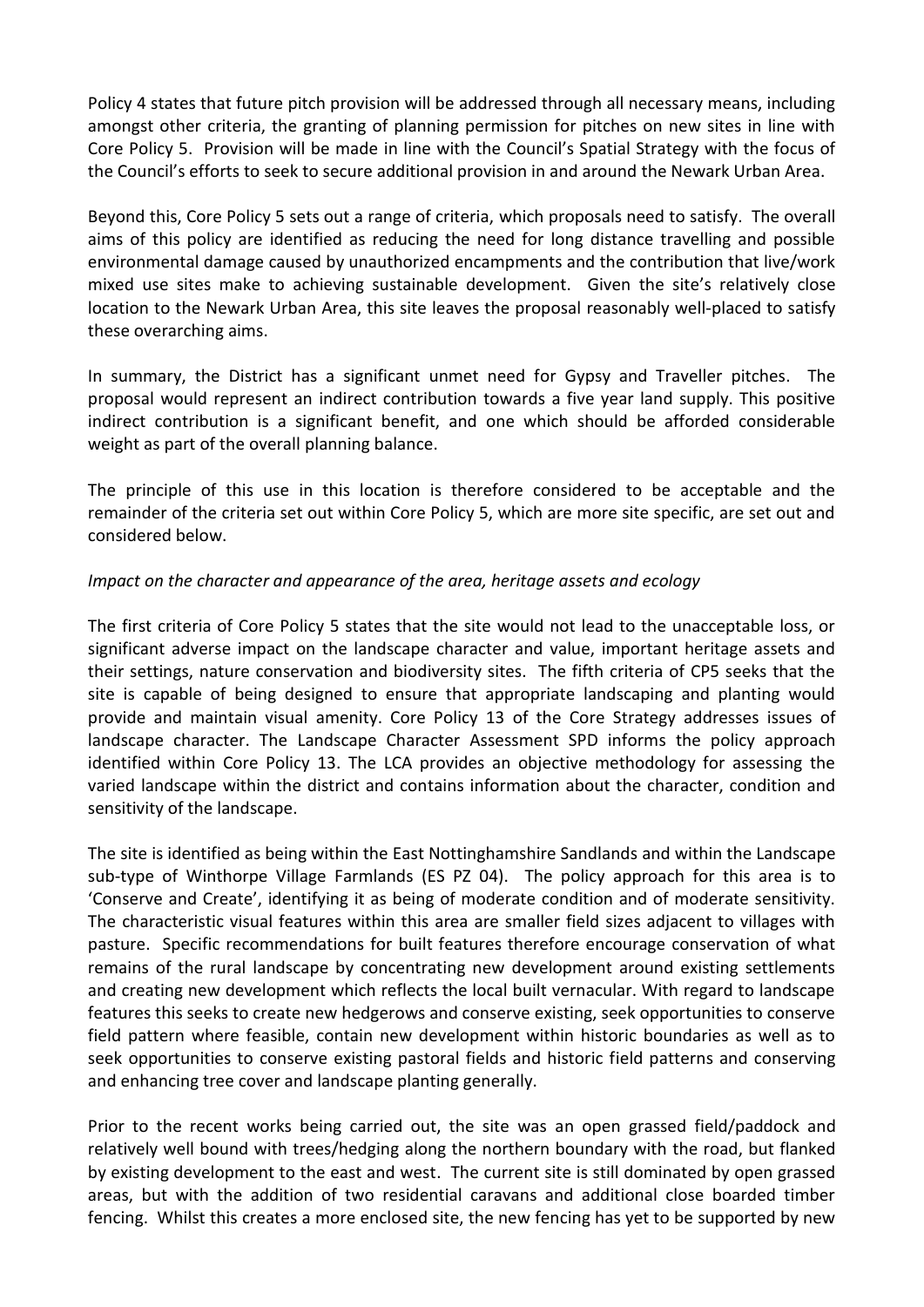Policy 4 states that future pitch provision will be addressed through all necessary means, including amongst other criteria, the granting of planning permission for pitches on new sites in line with Core Policy 5. Provision will be made in line with the Council's Spatial Strategy with the focus of the Council's efforts to seek to secure additional provision in and around the Newark Urban Area.

Beyond this, Core Policy 5 sets out a range of criteria, which proposals need to satisfy. The overall aims of this policy are identified as reducing the need for long distance travelling and possible environmental damage caused by unauthorized encampments and the contribution that live/work mixed use sites make to achieving sustainable development. Given the site's relatively close location to the Newark Urban Area, this site leaves the proposal reasonably well-placed to satisfy these overarching aims.

In summary, the District has a significant unmet need for Gypsy and Traveller pitches. The proposal would represent an indirect contribution towards a five year land supply. This positive indirect contribution is a significant benefit, and one which should be afforded considerable weight as part of the overall planning balance.

The principle of this use in this location is therefore considered to be acceptable and the remainder of the criteria set out within Core Policy 5, which are more site specific, are set out and considered below.

*Impact on the character and appearance of the area, heritage assets and ecology*

The first criteria of Core Policy 5 states that the site would not lead to the unacceptable loss, or significant adverse impact on the landscape character and value, important heritage assets and their settings, nature conservation and biodiversity sites. The fifth criteria of CP5 seeks that the site is capable of being designed to ensure that appropriate landscaping and planting would provide and maintain visual amenity. Core Policy 13 of the Core Strategy addresses issues of landscape character. The Landscape Character Assessment SPD informs the policy approach identified within Core Policy 13. The LCA provides an objective methodology for assessing the varied landscape within the district and contains information about the character, condition and sensitivity of the landscape.

The site is identified as being within the East Nottinghamshire Sandlands and within the Landscape sub-type of Winthorpe Village Farmlands (ES PZ 04). The policy approach for this area is to 'Conserve and Create', identifying it as being of moderate condition and of moderate sensitivity. The characteristic visual features within this area are smaller field sizes adjacent to villages with pasture. Specific recommendations for built features therefore encourage conservation of what remains of the rural landscape by concentrating new development around existing settlements and creating new development which reflects the local built vernacular. With regard to landscape features this seeks to create new hedgerows and conserve existing, seek opportunities to conserve field pattern where feasible, contain new development within historic boundaries as well as to seek opportunities to conserve existing pastoral fields and historic field patterns and conserving and enhancing tree cover and landscape planting generally.

Prior to the recent works being carried out, the site was an open grassed field/paddock and relatively well bound with trees/hedging along the northern boundary with the road, but flanked by existing development to the east and west. The current site is still dominated by open grassed areas, but with the addition of two residential caravans and additional close boarded timber fencing. Whilst this creates a more enclosed site, the new fencing has yet to be supported by new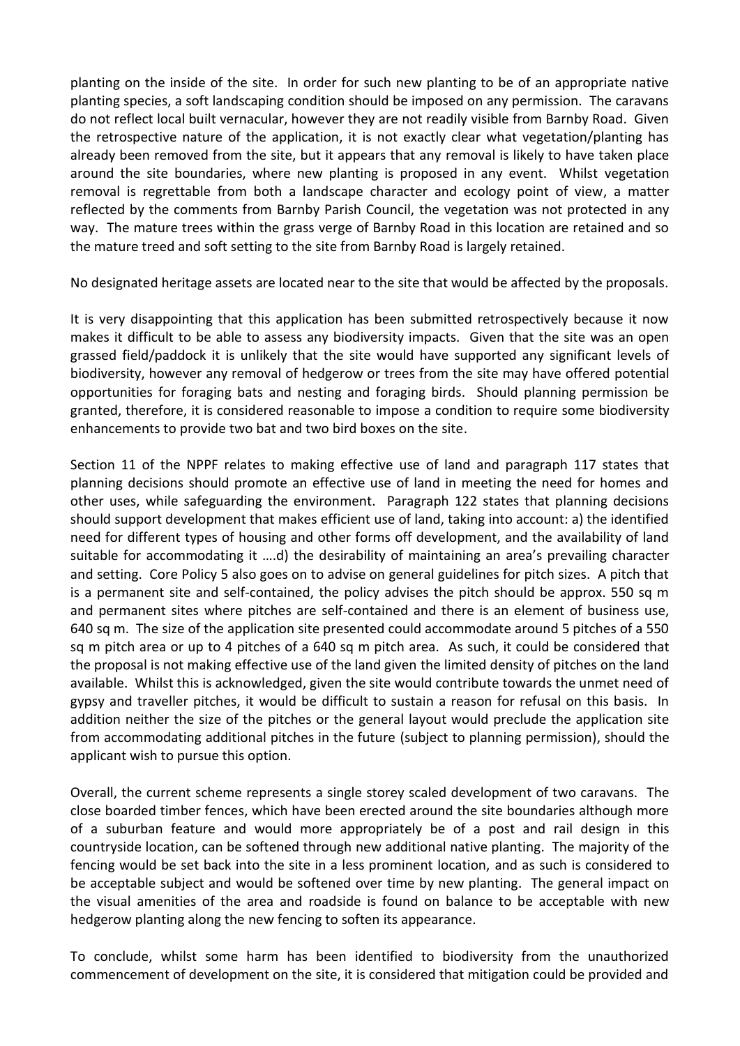planting on the inside of the site. In order for such new planting to be of an appropriate native planting species, a soft landscaping condition should be imposed on any permission. The caravans do not reflect local built vernacular, however they are not readily visible from Barnby Road. Given the retrospective nature of the application, it is not exactly clear what vegetation/planting has already been removed from the site, but it appears that any removal is likely to have taken place around the site boundaries, where new planting is proposed in any event. Whilst vegetation removal is regrettable from both a landscape character and ecology point of view, a matter reflected by the comments from Barnby Parish Council, the vegetation was not protected in any way. The mature trees within the grass verge of Barnby Road in this location are retained and so the mature treed and soft setting to the site from Barnby Road is largely retained.

No designated heritage assets are located near to the site that would be affected by the proposals.

It is very disappointing that this application has been submitted retrospectively because it now makes it difficult to be able to assess any biodiversity impacts. Given that the site was an open grassed field/paddock it is unlikely that the site would have supported any significant levels of biodiversity, however any removal of hedgerow or trees from the site may have offered potential opportunities for foraging bats and nesting and foraging birds. Should planning permission be granted, therefore, it is considered reasonable to impose a condition to require some biodiversity enhancements to provide two bat and two bird boxes on the site.

Section 11 of the NPPF relates to making effective use of land and paragraph 117 states that planning decisions should promote an effective use of land in meeting the need for homes and other uses, while safeguarding the environment. Paragraph 122 states that planning decisions should support development that makes efficient use of land, taking into account: a) the identified need for different types of housing and other forms off development, and the availability of land suitable for accommodating it ….d) the desirability of maintaining an area's prevailing character and setting. Core Policy 5 also goes on to advise on general guidelines for pitch sizes. A pitch that is a permanent site and self-contained, the policy advises the pitch should be approx. 550 sq m and permanent sites where pitches are self-contained and there is an element of business use, 640 sq m. The size of the application site presented could accommodate around 5 pitches of a 550 sq m pitch area or up to 4 pitches of a 640 sq m pitch area. As such, it could be considered that the proposal is not making effective use of the land given the limited density of pitches on the land available. Whilst this is acknowledged, given the site would contribute towards the unmet need of gypsy and traveller pitches, it would be difficult to sustain a reason for refusal on this basis. In addition neither the size of the pitches or the general layout would preclude the application site from accommodating additional pitches in the future (subject to planning permission), should the applicant wish to pursue this option.

Overall, the current scheme represents a single storey scaled development of two caravans. The close boarded timber fences, which have been erected around the site boundaries although more of a suburban feature and would more appropriately be of a post and rail design in this countryside location, can be softened through new additional native planting. The majority of the fencing would be set back into the site in a less prominent location, and as such is considered to be acceptable subject and would be softened over time by new planting. The general impact on the visual amenities of the area and roadside is found on balance to be acceptable with new hedgerow planting along the new fencing to soften its appearance.

To conclude, whilst some harm has been identified to biodiversity from the unauthorized commencement of development on the site, it is considered that mitigation could be provided and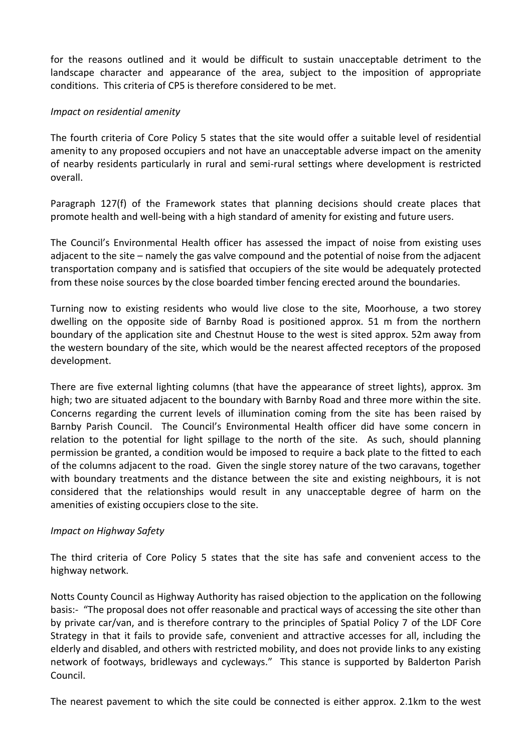for the reasons outlined and it would be difficult to sustain unacceptable detriment to the landscape character and appearance of the area, subject to the imposition of appropriate conditions. This criteria of CP5 is therefore considered to be met.

*Impact on residential amenity*

The fourth criteria of Core Policy 5 states that the site would offer a suitable level of residential amenity to any proposed occupiers and not have an unacceptable adverse impact on the amenity of nearby residents particularly in rural and semi-rural settings where development is restricted overall.

Paragraph 127(f) of the Framework states that planning decisions should create places that promote health and well-being with a high standard of amenity for existing and future users.

The Council's Environmental Health officer has assessed the impact of noise from existing uses adjacent to the site – namely the gas valve compound and the potential of noise from the adjacent transportation company and is satisfied that occupiers of the site would be adequately protected from these noise sources by the close boarded timber fencing erected around the boundaries.

Turning now to existing residents who would live close to the site, Moorhouse, a two storey dwelling on the opposite side of Barnby Road is positioned approx. 51 m from the northern boundary of the application site and Chestnut House to the west is sited approx. 52m away from the western boundary of the site, which would be the nearest affected receptors of the proposed development.

There are five external lighting columns (that have the appearance of street lights), approx. 3m high; two are situated adjacent to the boundary with Barnby Road and three more within the site. Concerns regarding the current levels of illumination coming from the site has been raised by Barnby Parish Council. The Council's Environmental Health officer did have some concern in relation to the potential for light spillage to the north of the site. As such, should planning permission be granted, a condition would be imposed to require a back plate to the fitted to each of the columns adjacent to the road. Given the single storey nature of the two caravans, together with boundary treatments and the distance between the site and existing neighbours, it is not considered that the relationships would result in any unacceptable degree of harm on the amenities of existing occupiers close to the site.

*Impact on Highway Safety*

The third criteria of Core Policy 5 states that the site has safe and convenient access to the highway network.

Notts County Council as Highway Authority has raised objection to the application on the following basis:- "The proposal does not offer reasonable and practical ways of accessing the site other than by private car/van, and is therefore contrary to the principles of Spatial Policy 7 of the LDF Core Strategy in that it fails to provide safe, convenient and attractive accesses for all, including the elderly and disabled, and others with restricted mobility, and does not provide links to any existing network of footways, bridleways and cycleways." This stance is supported by Balderton Parish Council.

The nearest pavement to which the site could be connected is either approx. 2.1km to the west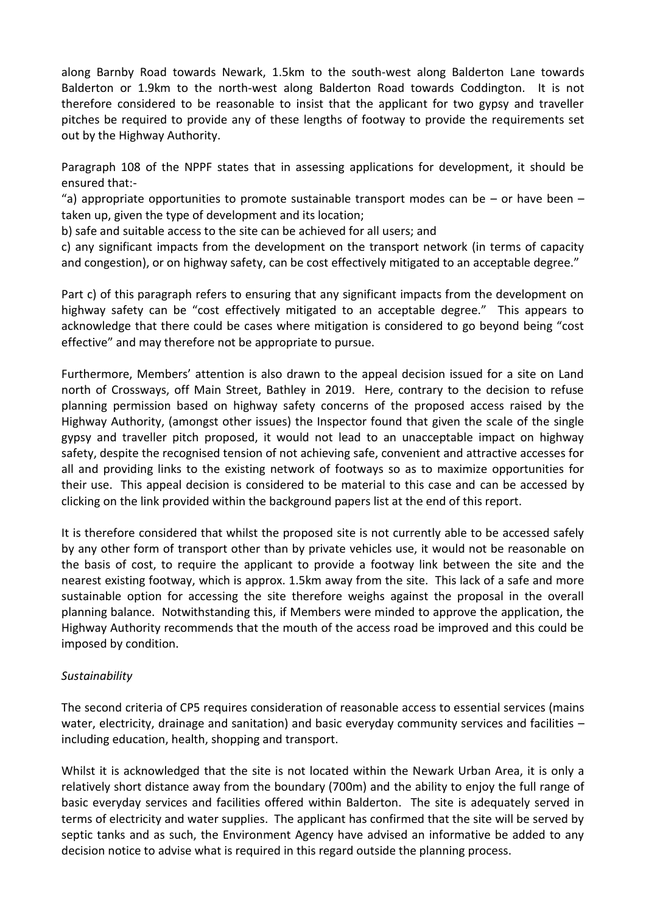along Barnby Road towards Newark, 1.5km to the south-west along Balderton Lane towards Balderton or 1.9km to the north-west along Balderton Road towards Coddington. It is not therefore considered to be reasonable to insist that the applicant for two gypsy and traveller pitches be required to provide any of these lengths of footway to provide the requirements set out by the Highway Authority.

Paragraph 108 of the NPPF states that in assessing applications for development, it should be ensured that:-

"a) appropriate opportunities to promote sustainable transport modes can be – or have been – taken up, given the type of development and its location;

b) safe and suitable access to the site can be achieved for all users; and

c) any significant impacts from the development on the transport network (in terms of capacity and congestion), or on highway safety, can be cost effectively mitigated to an acceptable degree."

Part c) of this paragraph refers to ensuring that any significant impacts from the development on highway safety can be "cost effectively mitigated to an acceptable degree." This appears to acknowledge that there could be cases where mitigation is considered to go beyond being "cost effective" and may therefore not be appropriate to pursue.

Furthermore, Members' attention is also drawn to the appeal decision issued for a site on Land north of Crossways, off Main Street, Bathley in 2019. Here, contrary to the decision to refuse planning permission based on highway safety concerns of the proposed access raised by the Highway Authority, (amongst other issues) the Inspector found that given the scale of the single gypsy and traveller pitch proposed, it would not lead to an unacceptable impact on highway safety, despite the recognised tension of not achieving safe, convenient and attractive accesses for all and providing links to the existing network of footways so as to maximize opportunities for their use. This appeal decision is considered to be material to this case and can be accessed by clicking on the link provided within the background papers list at the end of this report.

It is therefore considered that whilst the proposed site is not currently able to be accessed safely by any other form of transport other than by private vehicles use, it would not be reasonable on the basis of cost, to require the applicant to provide a footway link between the site and the nearest existing footway, which is approx. 1.5km away from the site. This lack of a safe and more sustainable option for accessing the site therefore weighs against the proposal in the overall planning balance. Notwithstanding this, if Members were minded to approve the application, the Highway Authority recommends that the mouth of the access road be improved and this could be imposed by condition.

*Sustainability*

The second criteria of CP5 requires consideration of reasonable access to essential services (mains water, electricity, drainage and sanitation) and basic everyday community services and facilities – including education, health, shopping and transport.

Whilst it is acknowledged that the site is not located within the Newark Urban Area, it is only a relatively short distance away from the boundary (700m) and the ability to enjoy the full range of basic everyday services and facilities offered within Balderton. The site is adequately served in terms of electricity and water supplies. The applicant has confirmed that the site will be served by septic tanks and as such, the Environment Agency have advised an informative be added to any decision notice to advise what is required in this regard outside the planning process.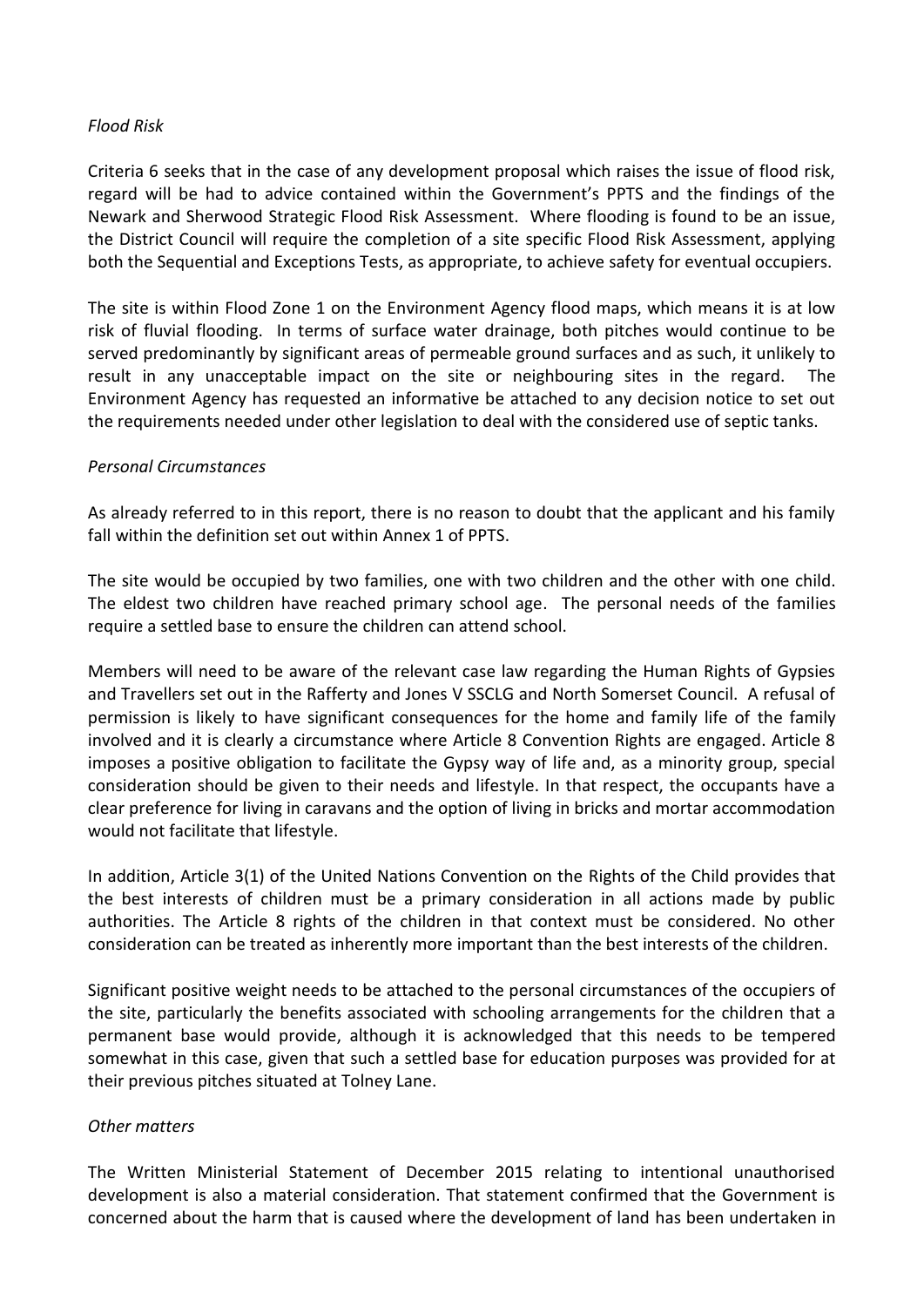*Flood Risk*

Criteria 6 seeks that in the case of any development proposal which raises the issue of flood risk, regard will be had to advice contained within the Government's PPTS and the findings of the Newark and Sherwood Strategic Flood Risk Assessment. Where flooding is found to be an issue, the District Council will require the completion of a site specific Flood Risk Assessment, applying both the Sequential and Exceptions Tests, as appropriate, to achieve safety for eventual occupiers.

The site is within Flood Zone 1 on the Environment Agency flood maps, which means it is at low risk of fluvial flooding. In terms of surface water drainage, both pitches would continue to be served predominantly by significant areas of permeable ground surfaces and as such, it unlikely to result in any unacceptable impact on the site or neighbouring sites in the regard. The Environment Agency has requested an informative be attached to any decision notice to set out the requirements needed under other legislation to deal with the considered use of septic tanks.

*Personal Circumstances*

As already referred to in this report, there is no reason to doubt that the applicant and his family fall within the definition set out within Annex 1 of PPTS.

The site would be occupied by two families, one with two children and the other with one child. The eldest two children have reached primary school age. The personal needs of the families require a settled base to ensure the children can attend school.

Members will need to be aware of the relevant case law regarding the Human Rights of Gypsies and Travellers set out in the Rafferty and Jones V SSCLG and North Somerset Council. A refusal of permission is likely to have significant consequences for the home and family life of the family involved and it is clearly a circumstance where Article 8 Convention Rights are engaged. Article 8 imposes a positive obligation to facilitate the Gypsy way of life and, as a minority group, special consideration should be given to their needs and lifestyle. In that respect, the occupants have a clear preference for living in caravans and the option of living in bricks and mortar accommodation would not facilitate that lifestyle.

In addition, Article 3(1) of the United Nations Convention on the Rights of the Child provides that the best interests of children must be a primary consideration in all actions made by public authorities. The Article 8 rights of the children in that context must be considered. No other consideration can be treated as inherently more important than the best interests of the children.

Significant positive weight needs to be attached to the personal circumstances of the occupiers of the site, particularly the benefits associated with schooling arrangements for the children that a permanent base would provide, although it is acknowledged that this needs to be tempered somewhat in this case, given that such a settled base for education purposes was provided for at their previous pitches situated at Tolney Lane.

*Other matters*

The Written Ministerial Statement of December 2015 relating to intentional unauthorised development is also a material consideration. That statement confirmed that the Government is concerned about the harm that is caused where the development of land has been undertaken in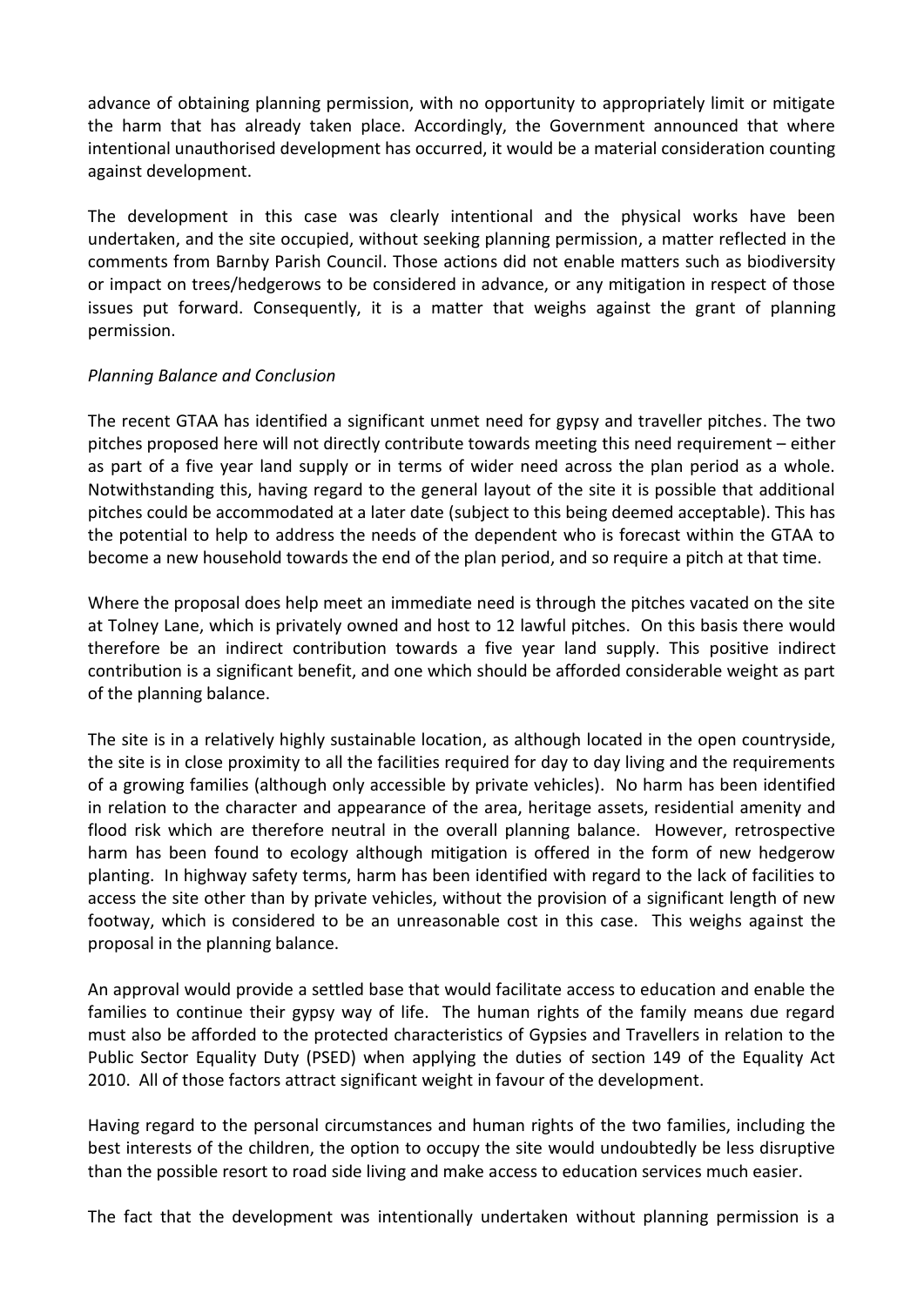advance of obtaining planning permission, with no opportunity to appropriately limit or mitigate the harm that has already taken place. Accordingly, the Government announced that where intentional unauthorised development has occurred, it would be a material consideration counting against development.

The development in this case was clearly intentional and the physical works have been undertaken, and the site occupied, without seeking planning permission, a matter reflected in the comments from Barnby Parish Council. Those actions did not enable matters such as biodiversity or impact on trees/hedgerows to be considered in advance, or any mitigation in respect of those issues put forward. Consequently, it is a matter that weighs against the grant of planning permission.

*Planning Balance and Conclusion*

The recent GTAA has identified a significant unmet need for gypsy and traveller pitches. The two pitches proposed here will not directly contribute towards meeting this need requirement – either as part of a five year land supply or in terms of wider need across the plan period as a whole. Notwithstanding this, having regard to the general layout of the site it is possible that additional pitches could be accommodated at a later date (subject to this being deemed acceptable). This has the potential to help to address the needs of the dependent who is forecast within the GTAA to become a new household towards the end of the plan period, and so require a pitch at that time.

Where the proposal does help meet an immediate need is through the pitches vacated on the site at Tolney Lane, which is privately owned and host to 12 lawful pitches. On this basis there would therefore be an indirect contribution towards a five year land supply. This positive indirect contribution is a significant benefit, and one which should be afforded considerable weight as part of the planning balance.

The site is in a relatively highly sustainable location, as although located in the open countryside, the site is in close proximity to all the facilities required for day to day living and the requirements of a growing families (although only accessible by private vehicles). No harm has been identified in relation to the character and appearance of the area, heritage assets, residential amenity and flood risk which are therefore neutral in the overall planning balance. However, retrospective harm has been found to ecology although mitigation is offered in the form of new hedgerow planting. In highway safety terms, harm has been identified with regard to the lack of facilities to access the site other than by private vehicles, without the provision of a significant length of new footway, which is considered to be an unreasonable cost in this case. This weighs against the proposal in the planning balance.

An approval would provide a settled base that would facilitate access to education and enable the families to continue their gypsy way of life. The human rights of the family means due regard must also be afforded to the protected characteristics of Gypsies and Travellers in relation to the Public Sector Equality Duty (PSED) when applying the duties of section 149 of the Equality Act 2010. All of those factors attract significant weight in favour of the development.

Having regard to the personal circumstances and human rights of the two families, including the best interests of the children, the option to occupy the site would undoubtedly be less disruptive than the possible resort to road side living and make access to education services much easier.

The fact that the development was intentionally undertaken without planning permission is a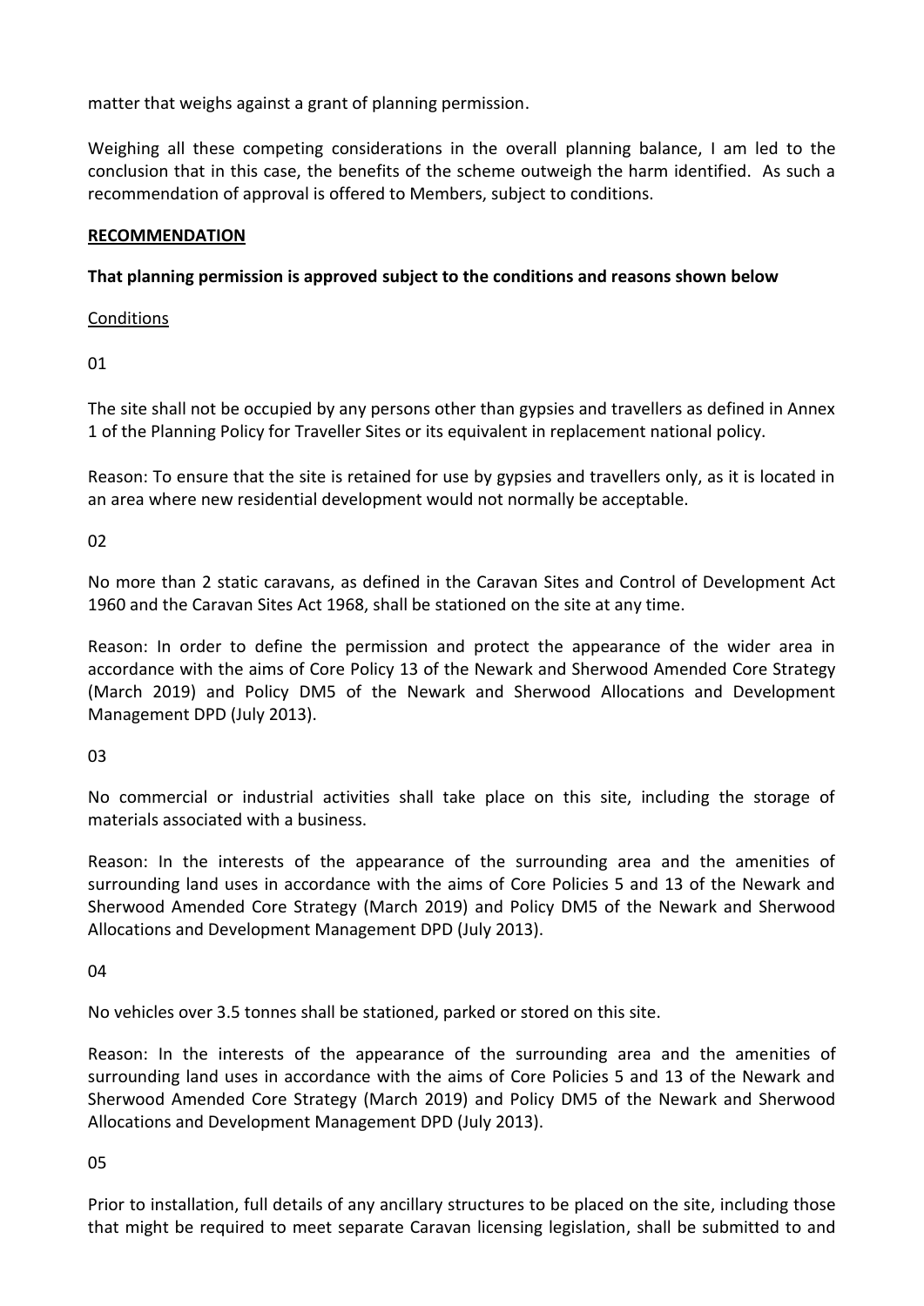matter that weighs against a grant of planning permission.

Weighing all these competing considerations in the overall planning balance, I am led to the conclusion that in this case, the benefits of the scheme outweigh the harm identified. As such a recommendation of approval is offered to Members, subject to conditions.

**RECOMMENDATION**

**That planning permission is approved subject to the conditions and reasons shown below**

Conditions

01

The site shall not be occupied by any persons other than gypsies and travellers as defined in Annex 1 of the Planning Policy for Traveller Sites or its equivalent in replacement national policy.

Reason: To ensure that the site is retained for use by gypsies and travellers only, as it is located in an area where new residential development would not normally be acceptable.

02

No more than 2 static caravans, as defined in the Caravan Sites and Control of Development Act 1960 and the Caravan Sites Act 1968, shall be stationed on the site at any time.

Reason: In order to define the permission and protect the appearance of the wider area in accordance with the aims of Core Policy 13 of the Newark and Sherwood Amended Core Strategy (March 2019) and Policy DM5 of the Newark and Sherwood Allocations and Development Management DPD (July 2013).

03

No commercial or industrial activities shall take place on this site, including the storage of materials associated with a business.

Reason: In the interests of the appearance of the surrounding area and the amenities of surrounding land uses in accordance with the aims of Core Policies 5 and 13 of the Newark and Sherwood Amended Core Strategy (March 2019) and Policy DM5 of the Newark and Sherwood Allocations and Development Management DPD (July 2013).

04

No vehicles over 3.5 tonnes shall be stationed, parked or stored on this site.

Reason: In the interests of the appearance of the surrounding area and the amenities of surrounding land uses in accordance with the aims of Core Policies 5 and 13 of the Newark and Sherwood Amended Core Strategy (March 2019) and Policy DM5 of the Newark and Sherwood Allocations and Development Management DPD (July 2013).

05

Prior to installation, full details of any ancillary structures to be placed on the site, including those that might be required to meet separate Caravan licensing legislation, shall be submitted to and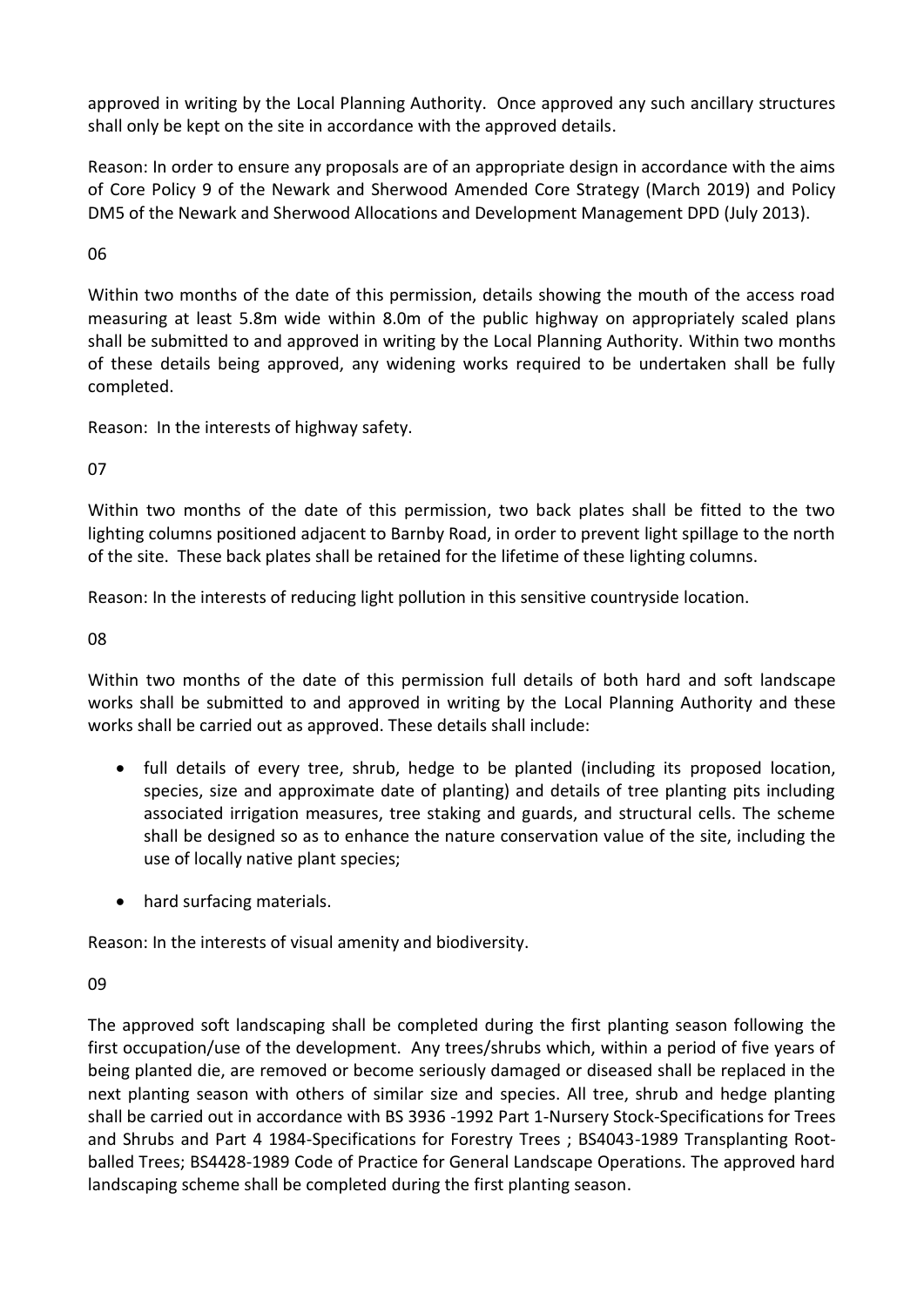approved in writing by the Local Planning Authority. Once approved any such ancillary structures shall only be kept on the site in accordance with the approved details.

Reason: In order to ensure any proposals are of an appropriate design in accordance with the aims of Core Policy 9 of the Newark and Sherwood Amended Core Strategy (March 2019) and Policy DM5 of the Newark and Sherwood Allocations and Development Management DPD (July 2013).

06

Within two months of the date of this permission, details showing the mouth of the access road measuring at least 5.8m wide within 8.0m of the public highway on appropriately scaled plans shall be submitted to and approved in writing by the Local Planning Authority. Within two months of these details being approved, any widening works required to be undertaken shall be fully completed.

Reason: In the interests of highway safety.

07

Within two months of the date of this permission, two back plates shall be fitted to the two lighting columns positioned adjacent to Barnby Road, in order to prevent light spillage to the north of the site. These back plates shall be retained for the lifetime of these lighting columns.

Reason: In the interests of reducing light pollution in this sensitive countryside location.

08

Within two months of the date of this permission full details of both hard and soft landscape works shall be submitted to and approved in writing by the Local Planning Authority and these works shall be carried out as approved. These details shall include:

- full details of every tree, shrub, hedge to be planted (including its proposed location, species, size and approximate date of planting) and details of tree planting pits including associated irrigation measures, tree staking and guards, and structural cells. The scheme shall be designed so as to enhance the nature conservation value of the site, including the use of locally native plant species;
- hard surfacing materials.

Reason: In the interests of visual amenity and biodiversity.

09

The approved soft landscaping shall be completed during the first planting season following the first occupation/use of the development. Any trees/shrubs which, within a period of five years of being planted die, are removed or become seriously damaged or diseased shall be replaced in the next planting season with others of similar size and species. All tree, shrub and hedge planting shall be carried out in accordance with BS 3936 -1992 Part 1-Nursery Stock-Specifications for Trees and Shrubs and Part 4 1984-Specifications for Forestry Trees ; BS4043-1989 Transplanting Root-balled Trees; BS4428-1989 Code of Practice for General Landscape Operations. The approved hard landscaping scheme shall be completed during the first planting season.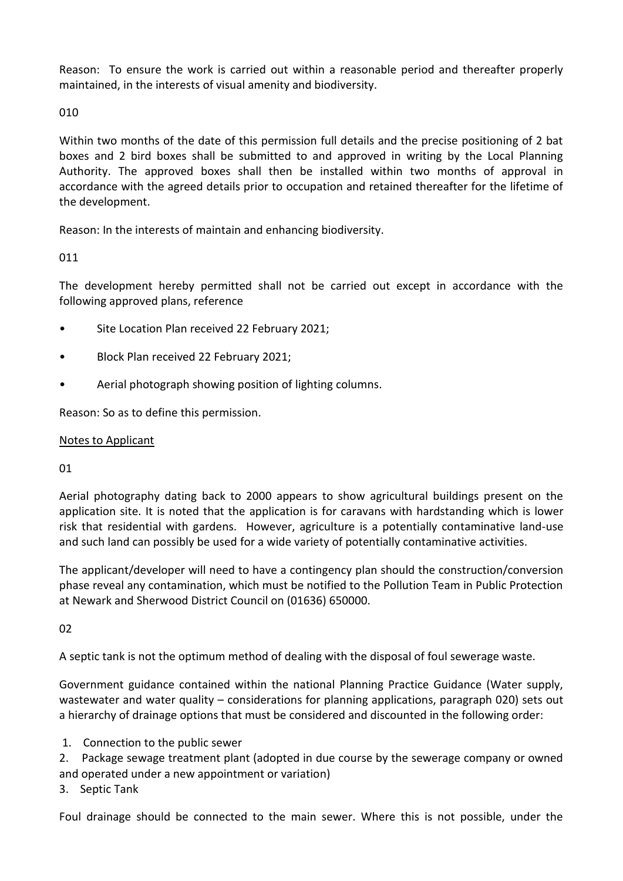Reason: To ensure the work is carried out within a reasonable period and thereafter properly maintained, in the interests of visual amenity and biodiversity.

010

Within two months of the date of this permission full details and the precise positioning of 2 bat boxes and 2 bird boxes shall be submitted to and approved in writing by the Local Planning Authority. The approved boxes shall then be installed within two months of approval in accordance with the agreed details prior to occupation and retained thereafter for the lifetime of the development.

Reason: In the interests of maintain and enhancing biodiversity.

011

The development hereby permitted shall not be carried out except in accordance with the following approved plans, reference

- Site Location Plan received 22 February 2021;
- Block Plan received 22 February 2021;
- Aerial photograph showing position of lighting columns.

Reason: So as to define this permission.

Notes to Applicant

01

Aerial photography dating back to 2000 appears to show agricultural buildings present on the application site. It is noted that the application is for caravans with hardstanding which is lower risk that residential with gardens. However, agriculture is a potentially contaminative land-use and such land can possibly be used for a wide variety of potentially contaminative activities.

The applicant/developer will need to have a contingency plan should the construction/conversion phase reveal any contamination, which must be notified to the Pollution Team in Public Protection at Newark and Sherwood District Council on (01636) 650000.

02

A septic tank is not the optimum method of dealing with the disposal of foul sewerage waste.

Government guidance contained within the national Planning Practice Guidance (Water supply, wastewater and water quality – considerations for planning applications, paragraph 020) sets out a hierarchy of drainage options that must be considered and discounted in the following order:

1. Connection to the public sewer
2. Package sewage treatment plant (adopted in due course by the sewerage company or owned and operated under a new appointment or variation)
3. Septic Tank

Foul drainage should be connected to the main sewer. Where this is not possible, under the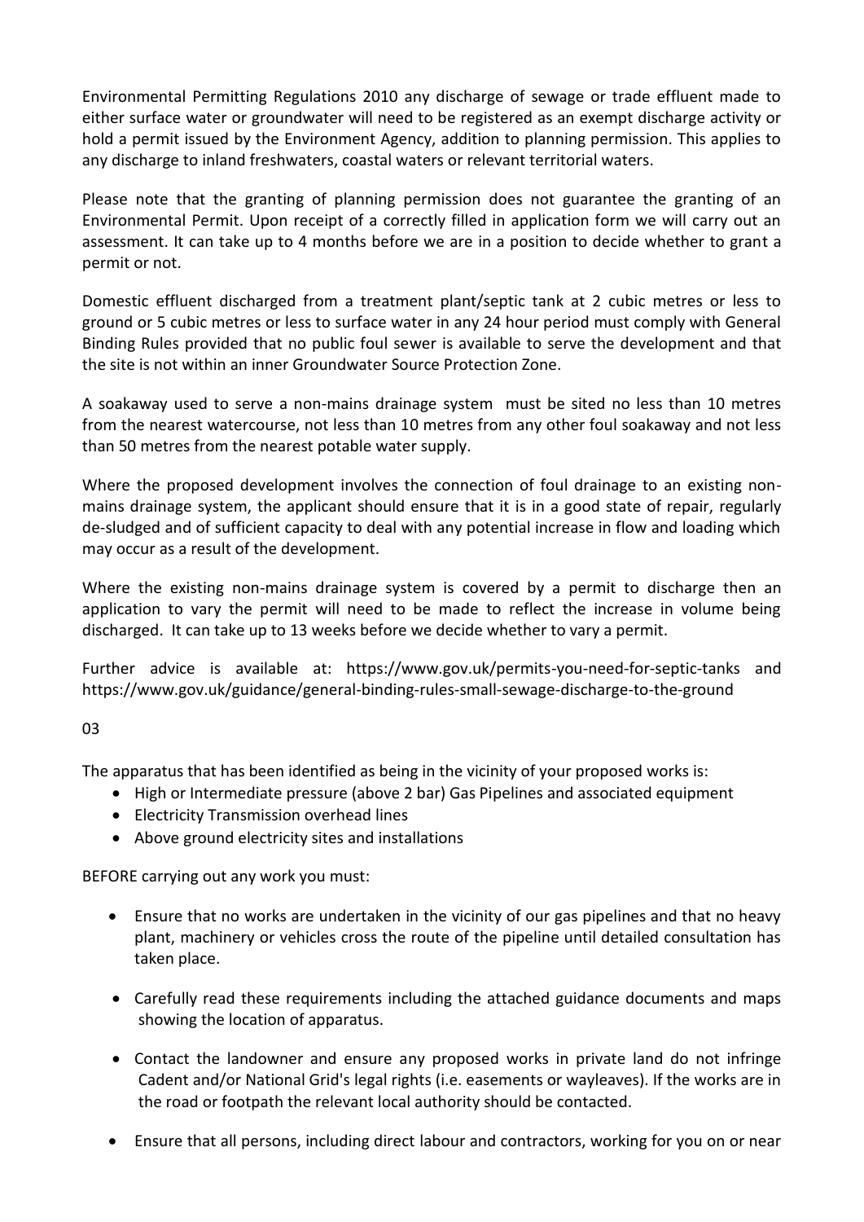Environmental Permitting Regulations 2010 any discharge of sewage or trade effluent made to either surface water or groundwater will need to be registered as an exempt discharge activity or hold a permit issued by the Environment Agency, addition to planning permission. This applies to any discharge to inland freshwaters, coastal waters or relevant territorial waters.

Please note that the granting of planning permission does not guarantee the granting of an Environmental Permit. Upon receipt of a correctly filled in application form we will carry out an assessment. It can take up to 4 months before we are in a position to decide whether to grant a permit or not.

Domestic effluent discharged from a treatment plant/septic tank at 2 cubic metres or less to ground or 5 cubic metres or less to surface water in any 24 hour period must comply with General Binding Rules provided that no public foul sewer is available to serve the development and that the site is not within an inner Groundwater Source Protection Zone.

A soakaway used to serve a non-mains drainage system must be sited no less than 10 metres from the nearest watercourse, not less than 10 metres from any other foul soakaway and not less than 50 metres from the nearest potable water supply.

Where the proposed development involves the connection of foul drainage to an existing non-mains drainage system, the applicant should ensure that it is in a good state of repair, regularly de-sludged and of sufficient capacity to deal with any potential increase in flow and loading which may occur as a result of the development.

Where the existing non-mains drainage system is covered by a permit to discharge then an application to vary the permit will need to be made to reflect the increase in volume being discharged. It can take up to 13 weeks before we decide whether to vary a permit.

Further advice is available at: https://www.gov.uk/permits-you-need-for-septic-tanks and https://www.gov.uk/guidance/general-binding-rules-small-sewage-discharge-to-the-ground

03

The apparatus that has been identified as being in the vicinity of your proposed works is:

- High or Intermediate pressure (above 2 bar) Gas Pipelines and associated equipment
- Electricity Transmission overhead lines
- Above ground electricity sites and installations

BEFORE carrying out any work you must:

- Ensure that no works are undertaken in the vicinity of our gas pipelines and that no heavy plant, machinery or vehicles cross the route of the pipeline until detailed consultation has taken place.
- Carefully read these requirements including the attached guidance documents and maps showing the location of apparatus.
- Contact the landowner and ensure any proposed works in private land do not infringe Cadent and/or National Grid's legal rights (i.e. easements or wayleaves). If the works are in the road or footpath the relevant local authority should be contacted.
- Ensure that all persons, including direct labour and contractors, working for you on or near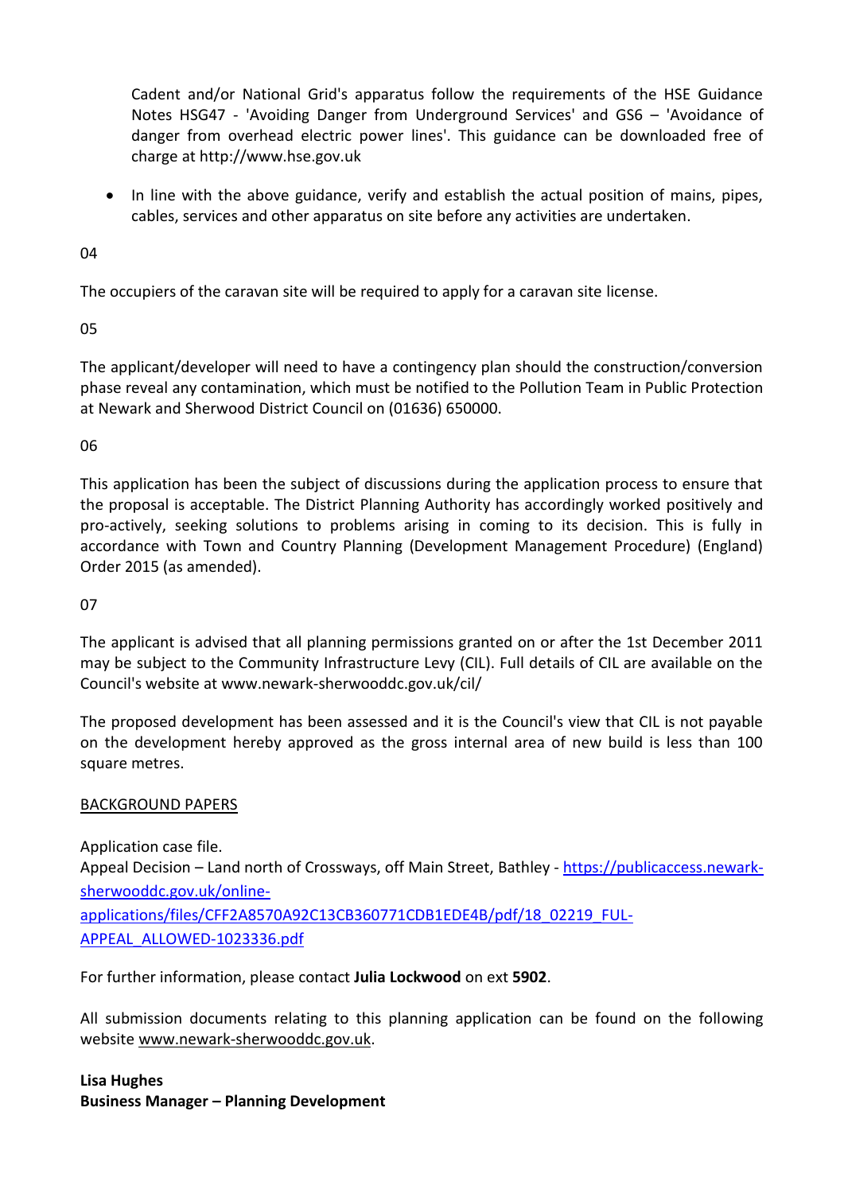Cadent and/or National Grid's apparatus follow the requirements of the HSE Guidance Notes HSG47 - 'Avoiding Danger from Underground Services' and GS6 – 'Avoidance of danger from overhead electric power lines'. This guidance can be downloaded free of charge at http://www.hse.gov.uk

- In line with the above guidance, verify and establish the actual position of mains, pipes, cables, services and other apparatus on site before any activities are undertaken.

04

The occupiers of the caravan site will be required to apply for a caravan site license.

05

The applicant/developer will need to have a contingency plan should the construction/conversion phase reveal any contamination, which must be notified to the Pollution Team in Public Protection at Newark and Sherwood District Council on (01636) 650000.

06

This application has been the subject of discussions during the application process to ensure that the proposal is acceptable. The District Planning Authority has accordingly worked positively and pro-actively, seeking solutions to problems arising in coming to its decision. This is fully in accordance with Town and Country Planning (Development Management Procedure) (England) Order 2015 (as amended).

07

The applicant is advised that all planning permissions granted on or after the 1st December 2011 may be subject to the Community Infrastructure Levy (CIL). Full details of CIL are available on the Council's website at www.newark-sherwooddc.gov.uk/cil/

The proposed development has been assessed and it is the Council's view that CIL is not payable on the development hereby approved as the gross internal area of new build is less than 100 square metres.

BACKGROUND PAPERS

Application case file.
Appeal Decision – Land north of Crossways, off Main Street, Bathley - https://publicaccess.newark-sherwooddc.gov.uk/online-applications/files/CFF2A8570A92C13CB360771CDB1EDE4B/pdf/18_02219_FUL-APPEAL_ALLOWED-1023336.pdf

For further information, please contact **Julia Lockwood** on ext **5902**.

All submission documents relating to this planning application can be found on the following website www.newark-sherwooddc.gov.uk.

**Lisa Hughes**
**Business Manager – Planning Development**